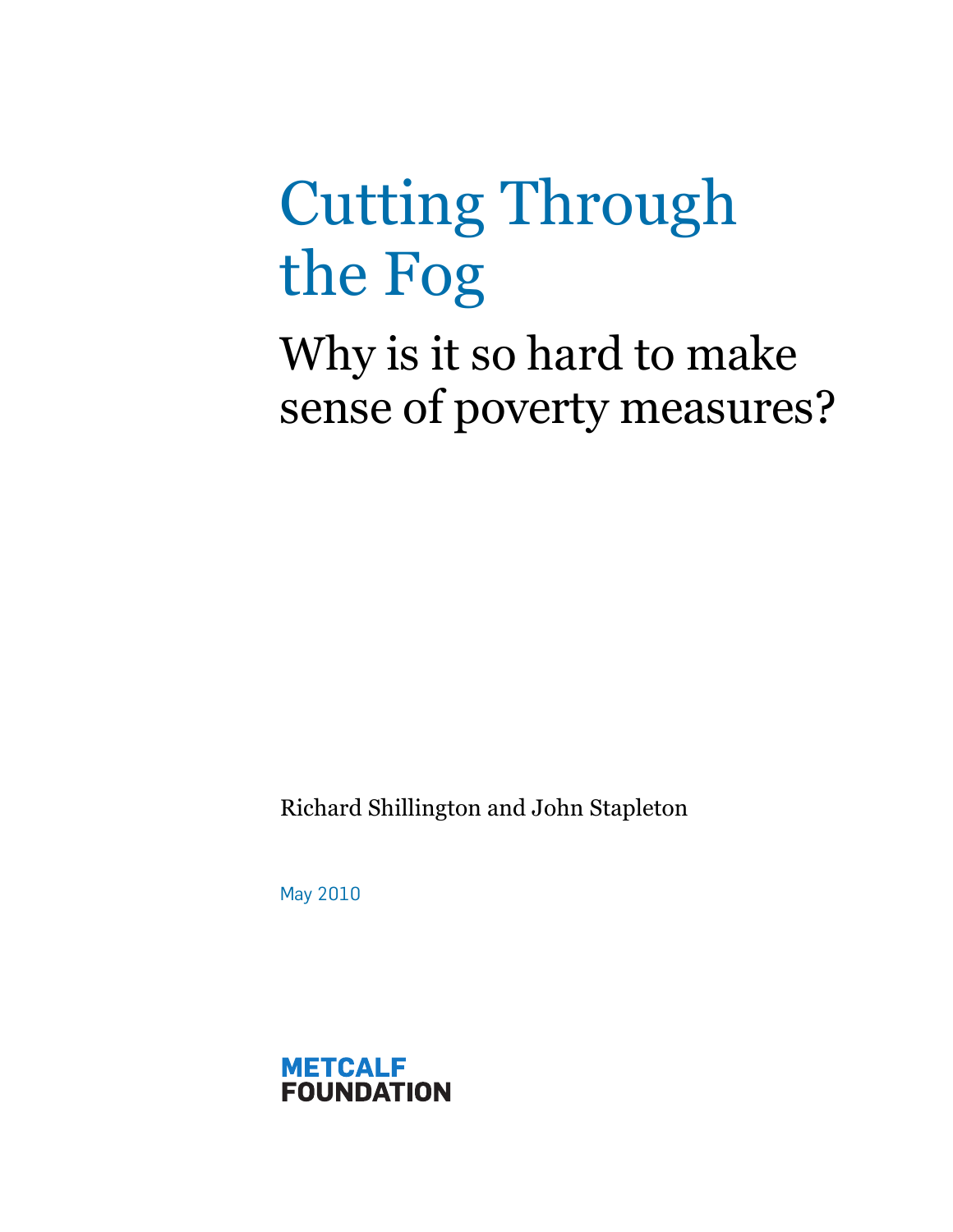# Cutting Through the Fog

## Why is it so hard to make sense of poverty measures?

Richard Shillington and John Stapleton

May 2010

**METCALF FOUNDATION**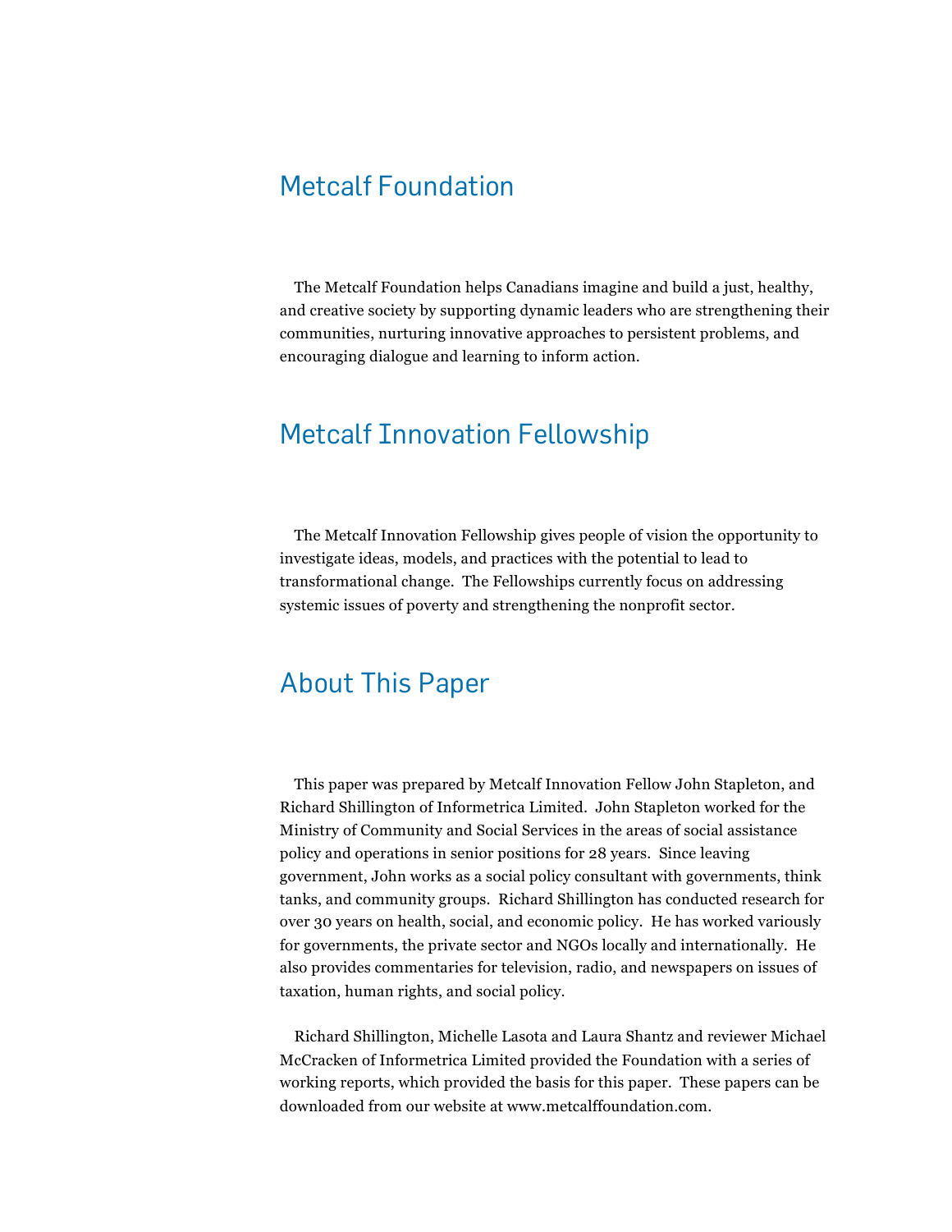## Metcalf Foundation

The Metcalf Foundation helps Canadians imagine and build a just, healthy, and creative society by supporting dynamic leaders who are strengthening their communities, nurturing innovative approaches to persistent problems, and encouraging dialogue and learning to inform action.

## Metcalf Innovation Fellowship

The Metcalf Innovation Fellowship gives people of vision the opportunity to investigate ideas, models, and practices with the potential to lead to transformational change. The Fellowships currently focus on addressing systemic issues of poverty and strengthening the nonprofit sector.

## About This Paper

This paper was prepared by Metcalf Innovation Fellow John Stapleton, and Richard Shillington of Informetrica Limited. John Stapleton worked for the Ministry of Community and Social Services in the areas of social assistance policy and operations in senior positions for 28 years. Since leaving government, John works as a social policy consultant with governments, think tanks, and community groups. Richard Shillington has conducted research for over 30 years on health, social, and economic policy. He has worked variously for governments, the private sector and NGOs locally and internationally. He also provides commentaries for television, radio, and newspapers on issues of taxation, human rights, and social policy.

Richard Shillington, Michelle Lasota and Laura Shantz and reviewer Michael McCracken of Informetrica Limited provided the Foundation with a series of working reports, which provided the basis for this paper. These papers can be downloaded from our website at www.metcalffoundation.com.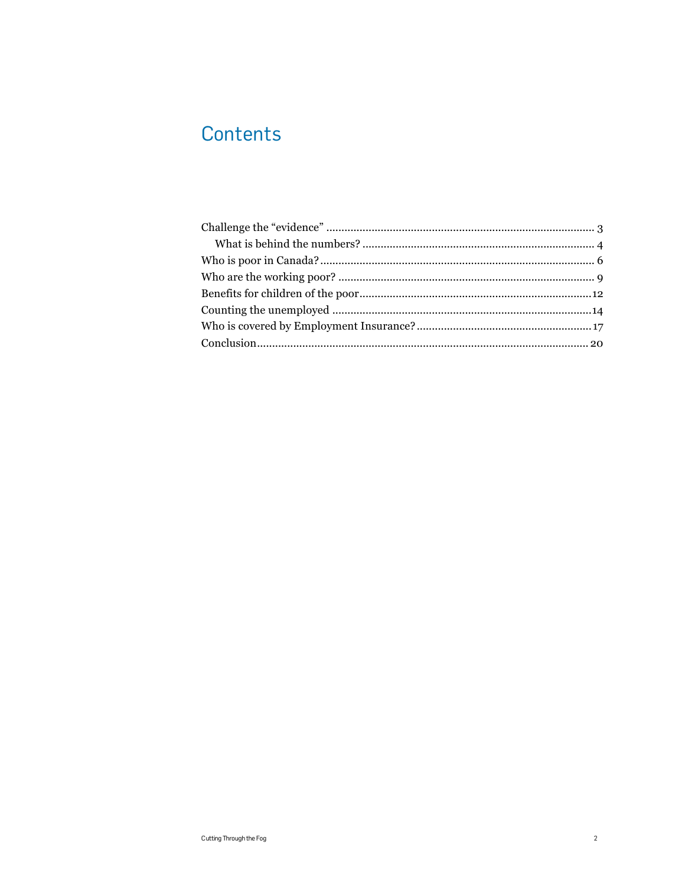# Contents

Challenge the "evidence" .......... 3

- What is behind the numbers? .......... 4

Who is poor in Canada? .......... 6

Who are the working poor? .......... 9

Benefits for children of the poor .......... 12

Counting the unemployed .......... 14

Who is covered by Employment Insurance? .......... 17

Conclusion .......... 20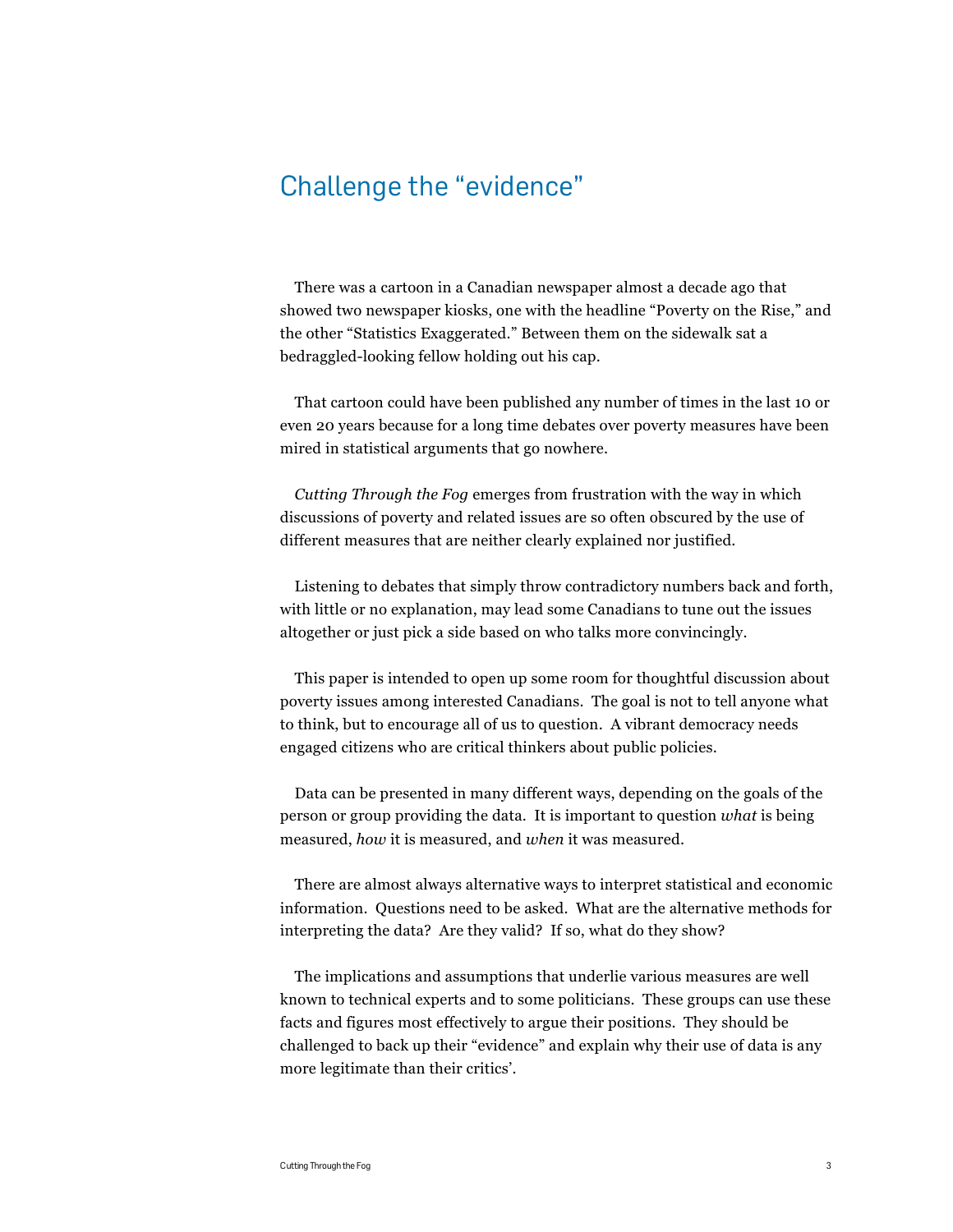# Challenge the "evidence"

There was a cartoon in a Canadian newspaper almost a decade ago that showed two newspaper kiosks, one with the headline "Poverty on the Rise," and the other "Statistics Exaggerated." Between them on the sidewalk sat a bedraggled-looking fellow holding out his cap.

That cartoon could have been published any number of times in the last 10 or even 20 years because for a long time debates over poverty measures have been mired in statistical arguments that go nowhere.

*Cutting Through the Fog* emerges from frustration with the way in which discussions of poverty and related issues are so often obscured by the use of different measures that are neither clearly explained nor justified.

Listening to debates that simply throw contradictory numbers back and forth, with little or no explanation, may lead some Canadians to tune out the issues altogether or just pick a side based on who talks more convincingly.

This paper is intended to open up some room for thoughtful discussion about poverty issues among interested Canadians. The goal is not to tell anyone what to think, but to encourage all of us to question. A vibrant democracy needs engaged citizens who are critical thinkers about public policies.

Data can be presented in many different ways, depending on the goals of the person or group providing the data. It is important to question *what* is being measured, *how* it is measured, and *when* it was measured.

There are almost always alternative ways to interpret statistical and economic information. Questions need to be asked. What are the alternative methods for interpreting the data? Are they valid? If so, what do they show?

The implications and assumptions that underlie various measures are well known to technical experts and to some politicians. These groups can use these facts and figures most effectively to argue their positions. They should be challenged to back up their "evidence" and explain why their use of data is any more legitimate than their critics'.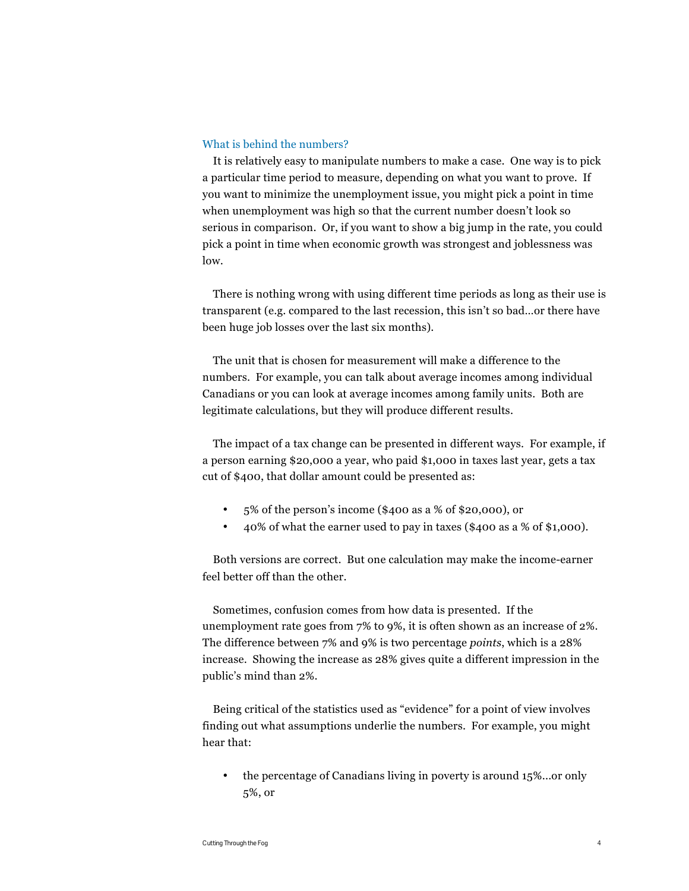## What is behind the numbers?

It is relatively easy to manipulate numbers to make a case. One way is to pick a particular time period to measure, depending on what you want to prove. If you want to minimize the unemployment issue, you might pick a point in time when unemployment was high so that the current number doesn't look so serious in comparison. Or, if you want to show a big jump in the rate, you could pick a point in time when economic growth was strongest and joblessness was low.

There is nothing wrong with using different time periods as long as their use is transparent (e.g. compared to the last recession, this isn't so bad…or there have been huge job losses over the last six months).

The unit that is chosen for measurement will make a difference to the numbers. For example, you can talk about average incomes among individual Canadians or you can look at average incomes among family units. Both are legitimate calculations, but they will produce different results.

The impact of a tax change can be presented in different ways. For example, if a person earning $20,000 a year, who paid $1,000 in taxes last year, gets a tax cut of $400, that dollar amount could be presented as:

- 5% of the person's income ($400 as a % of $20,000), or
- 40% of what the earner used to pay in taxes ($400 as a % of $1,000).

Both versions are correct. But one calculation may make the income-earner feel better off than the other.

Sometimes, confusion comes from how data is presented. If the unemployment rate goes from 7% to 9%, it is often shown as an increase of 2%. The difference between 7% and 9% is two percentage *points*, which is a 28% increase. Showing the increase as 28% gives quite a different impression in the public's mind than 2%.

Being critical of the statistics used as "evidence" for a point of view involves finding out what assumptions underlie the numbers. For example, you might hear that:

- the percentage of Canadians living in poverty is around 15%…or only 5%, or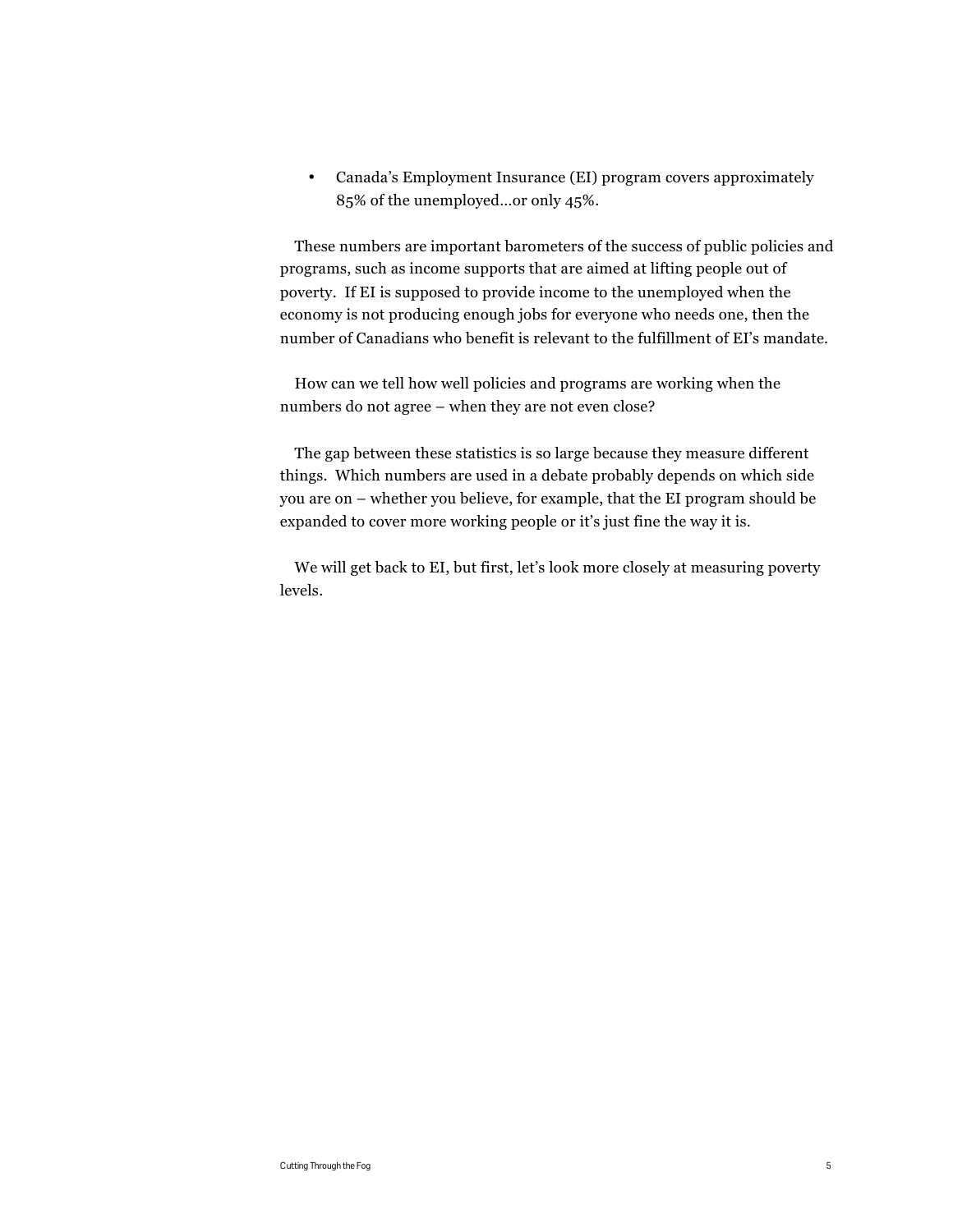- Canada's Employment Insurance (EI) program covers approximately 85% of the unemployed...or only 45%.

These numbers are important barometers of the success of public policies and programs, such as income supports that are aimed at lifting people out of poverty. If EI is supposed to provide income to the unemployed when the economy is not producing enough jobs for everyone who needs one, then the number of Canadians who benefit is relevant to the fulfillment of EI's mandate.

How can we tell how well policies and programs are working when the numbers do not agree – when they are not even close?

The gap between these statistics is so large because they measure different things. Which numbers are used in a debate probably depends on which side you are on – whether you believe, for example, that the EI program should be expanded to cover more working people or it's just fine the way it is.

We will get back to EI, but first, let's look more closely at measuring poverty levels.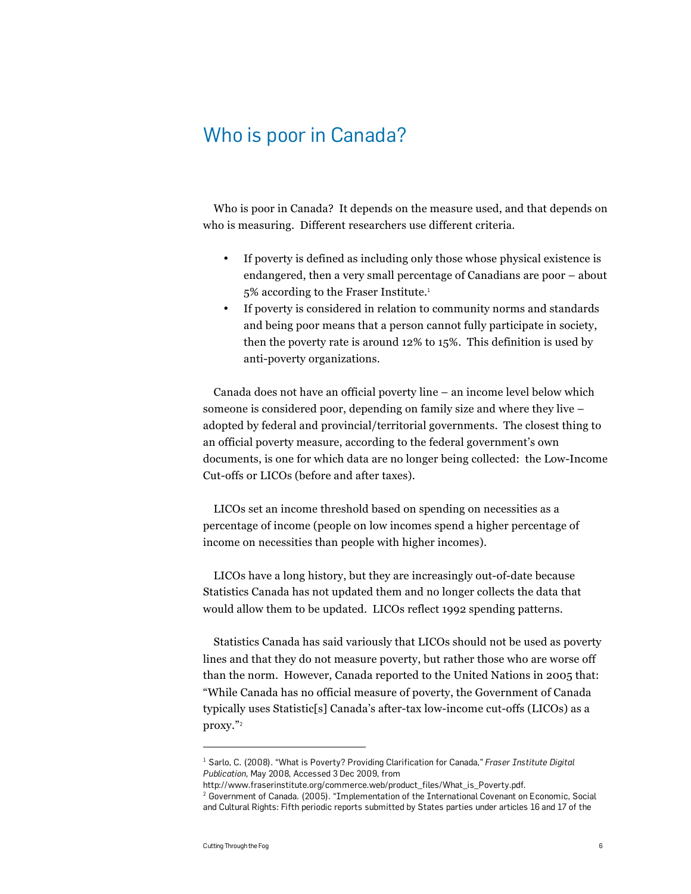# Who is poor in Canada?

Who is poor in Canada? It depends on the measure used, and that depends on who is measuring. Different researchers use different criteria.

- If poverty is defined as including only those whose physical existence is endangered, then a very small percentage of Canadians are poor – about 5% according to the Fraser Institute.[1]
- If poverty is considered in relation to community norms and standards and being poor means that a person cannot fully participate in society, then the poverty rate is around 12% to 15%. This definition is used by anti-poverty organizations.

Canada does not have an official poverty line – an income level below which someone is considered poor, depending on family size and where they live – adopted by federal and provincial/territorial governments. The closest thing to an official poverty measure, according to the federal government's own documents, is one for which data are no longer being collected: the Low-Income Cut-offs or LICOs (before and after taxes).

LICOs set an income threshold based on spending on necessities as a percentage of income (people on low incomes spend a higher percentage of income on necessities than people with higher incomes).

LICOs have a long history, but they are increasingly out-of-date because Statistics Canada has not updated them and no longer collects the data that would allow them to be updated. LICOs reflect 1992 spending patterns.

Statistics Canada has said variously that LICOs should not be used as poverty lines and that they do not measure poverty, but rather those who are worse off than the norm. However, Canada reported to the United Nations in 2005 that: "While Canada has no official measure of poverty, the Government of Canada typically uses Statistic[s] Canada's after-tax low-income cut-offs (LICOs) as a proxy."[2]

---

[1] Sarlo, C. (2008). "What is Poverty? Providing Clarification for Canada," *Fraser Institute Digital Publication*, May 2008, Accessed 3 Dec 2009, from http://www.fraserinstitute.org/commerce.web/product_files/What_is_Poverty.pdf.

[2] Government of Canada. (2005). "Implementation of the International Covenant on Economic, Social and Cultural Rights: Fifth periodic reports submitted by States parties under articles 16 and 17 of the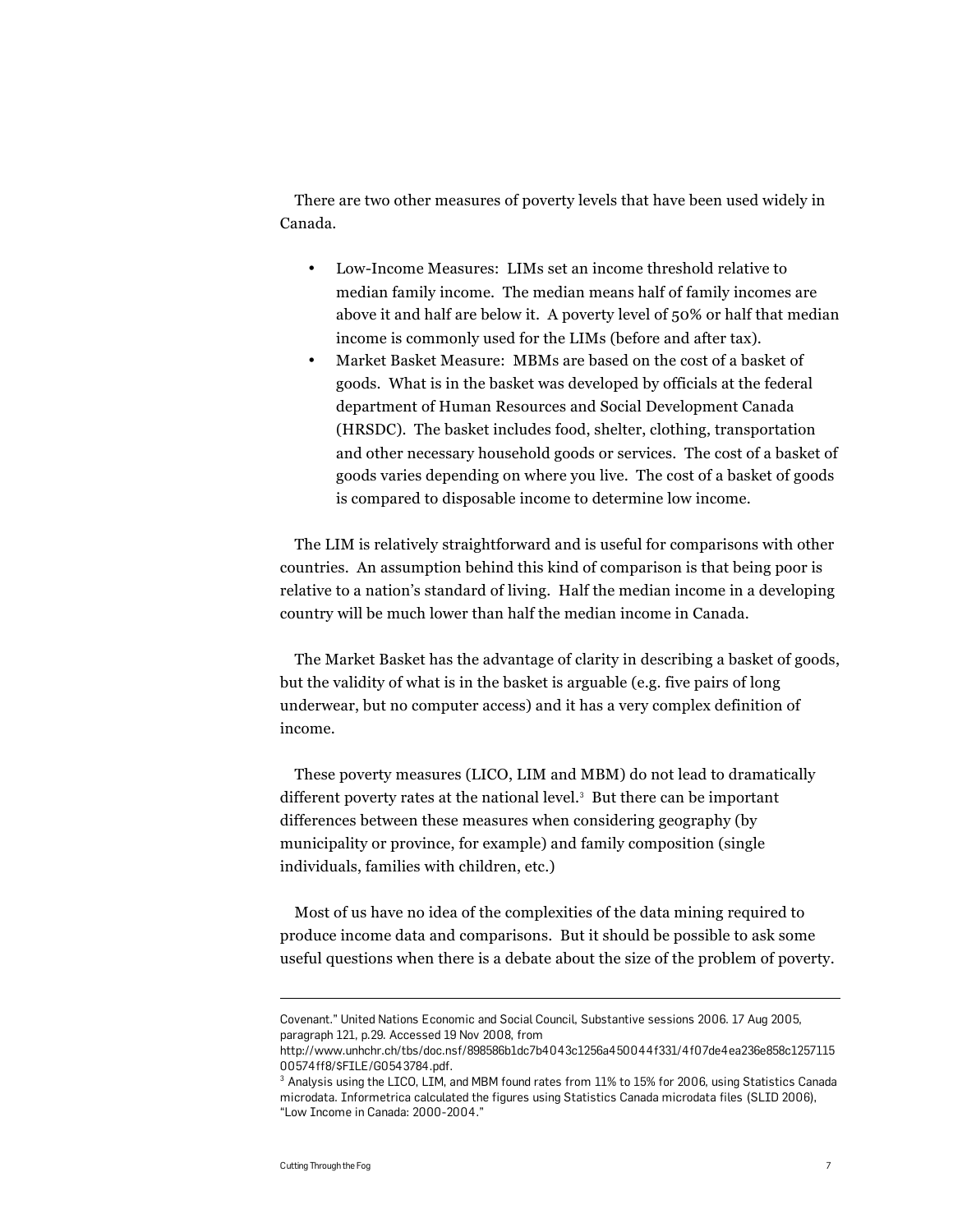There are two other measures of poverty levels that have been used widely in Canada.

- Low-Income Measures: LIMs set an income threshold relative to median family income. The median means half of family incomes are above it and half are below it. A poverty level of 50% or half that median income is commonly used for the LIMs (before and after tax).
- Market Basket Measure: MBMs are based on the cost of a basket of goods. What is in the basket was developed by officials at the federal department of Human Resources and Social Development Canada (HRSDC). The basket includes food, shelter, clothing, transportation and other necessary household goods or services. The cost of a basket of goods varies depending on where you live. The cost of a basket of goods is compared to disposable income to determine low income.

The LIM is relatively straightforward and is useful for comparisons with other countries. An assumption behind this kind of comparison is that being poor is relative to a nation's standard of living. Half the median income in a developing country will be much lower than half the median income in Canada.

The Market Basket has the advantage of clarity in describing a basket of goods, but the validity of what is in the basket is arguable (e.g. five pairs of long underwear, but no computer access) and it has a very complex definition of income.

These poverty measures (LICO, LIM and MBM) do not lead to dramatically different poverty rates at the national level.[3] But there can be important differences between these measures when considering geography (by municipality or province, for example) and family composition (single individuals, families with children, etc.)

Most of us have no idea of the complexities of the data mining required to produce income data and comparisons. But it should be possible to ask some useful questions when there is a debate about the size of the problem of poverty.

---

Covenant." United Nations Economic and Social Council, Substantive sessions 2006. 17 Aug 2005, paragraph 121, p.29. Accessed 19 Nov 2008, from http://www.unhchr.ch/tbs/doc.nsf/898586b1dc7b4043c1256a450044f331/4f07de4ea236e858c125711500574ff8/$FILE/G0543784.pdf.

[3] Analysis using the LICO, LIM, and MBM found rates from 11% to 15% for 2006, using Statistics Canada microdata. Informetrica calculated the figures using Statistics Canada microdata files (SLID 2006), "Low Income in Canada: 2000-2004."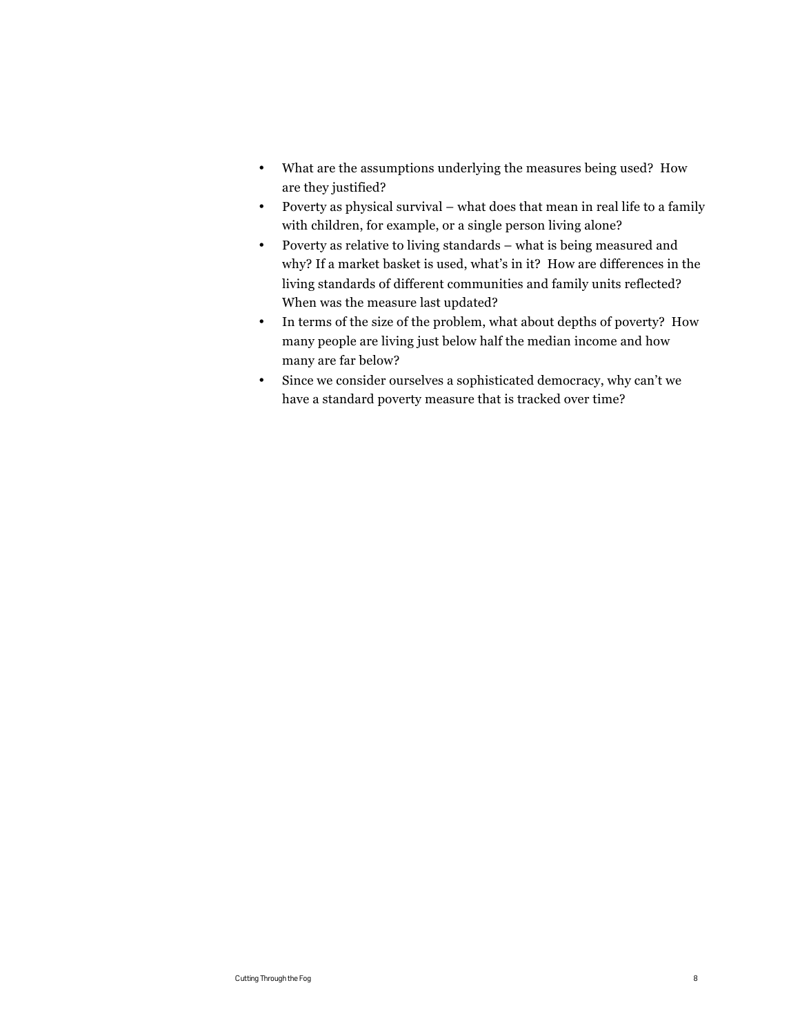- What are the assumptions underlying the measures being used? How are they justified?
- Poverty as physical survival – what does that mean in real life to a family with children, for example, or a single person living alone?
- Poverty as relative to living standards – what is being measured and why? If a market basket is used, what's in it? How are differences in the living standards of different communities and family units reflected? When was the measure last updated?
- In terms of the size of the problem, what about depths of poverty? How many people are living just below half the median income and how many are far below?
- Since we consider ourselves a sophisticated democracy, why can't we have a standard poverty measure that is tracked over time?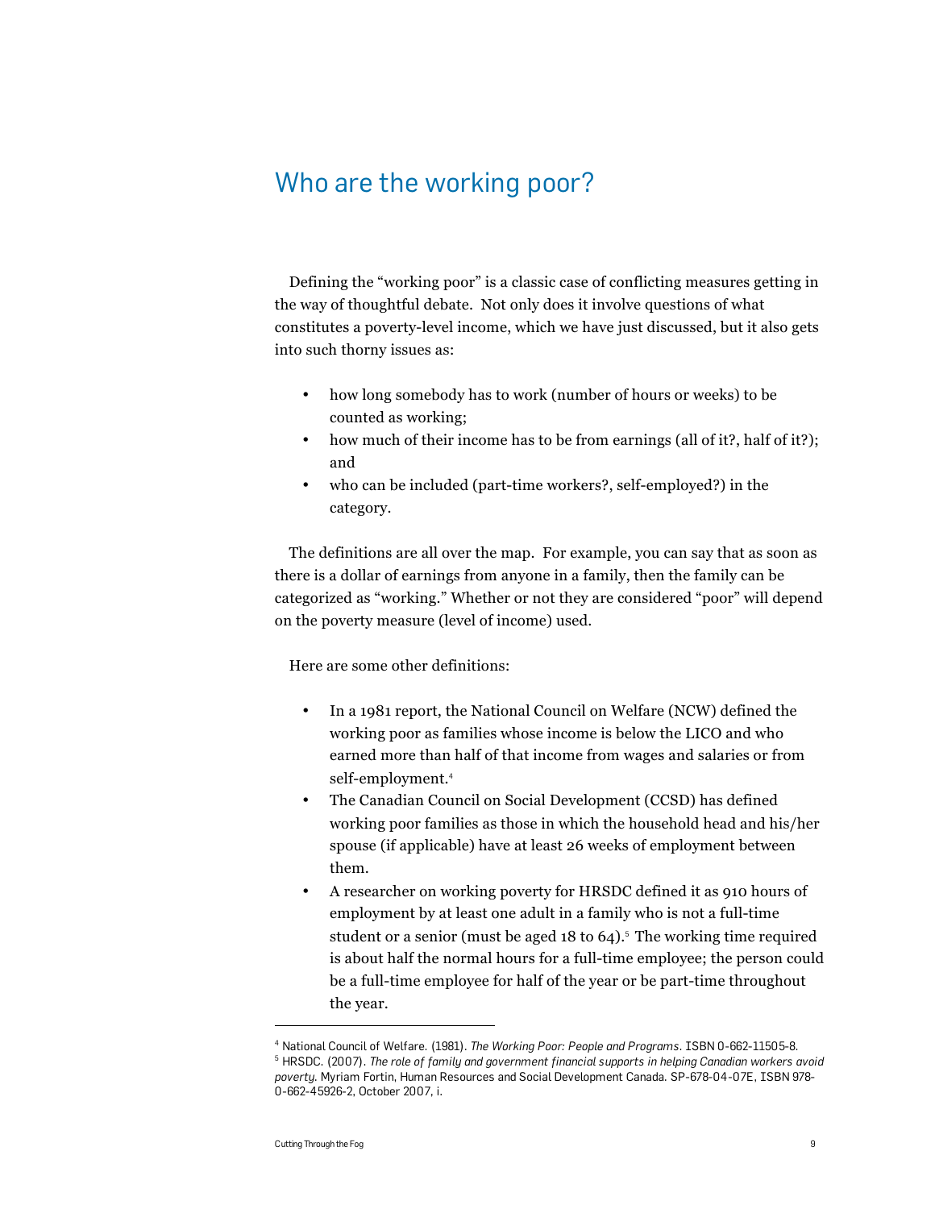# Who are the working poor?

Defining the "working poor" is a classic case of conflicting measures getting in the way of thoughtful debate. Not only does it involve questions of what constitutes a poverty-level income, which we have just discussed, but it also gets into such thorny issues as:

- how long somebody has to work (number of hours or weeks) to be counted as working;
- how much of their income has to be from earnings (all of it?, half of it?); and
- who can be included (part-time workers?, self-employed?) in the category.

The definitions are all over the map. For example, you can say that as soon as there is a dollar of earnings from anyone in a family, then the family can be categorized as "working." Whether or not they are considered "poor" will depend on the poverty measure (level of income) used.

Here are some other definitions:

- In a 1981 report, the National Council on Welfare (NCW) defined the working poor as families whose income is below the LICO and who earned more than half of that income from wages and salaries or from self-employment.[4]
- The Canadian Council on Social Development (CCSD) has defined working poor families as those in which the household head and his/her spouse (if applicable) have at least 26 weeks of employment between them.
- A researcher on working poverty for HRSDC defined it as 910 hours of employment by at least one adult in a family who is not a full-time student or a senior (must be aged 18 to 64).[5] The working time required is about half the normal hours for a full-time employee; the person could be a full-time employee for half of the year or be part-time throughout the year.

---

[4] National Council of Welfare. (1981). *The Working Poor: People and Programs*. ISBN 0-662-11505-8.

[5] HRSDC. (2007). *The role of family and government financial supports in helping Canadian workers avoid poverty*. Myriam Fortin, Human Resources and Social Development Canada. SP-678-04-07E, ISBN 978-0-662-45926-2, October 2007, i.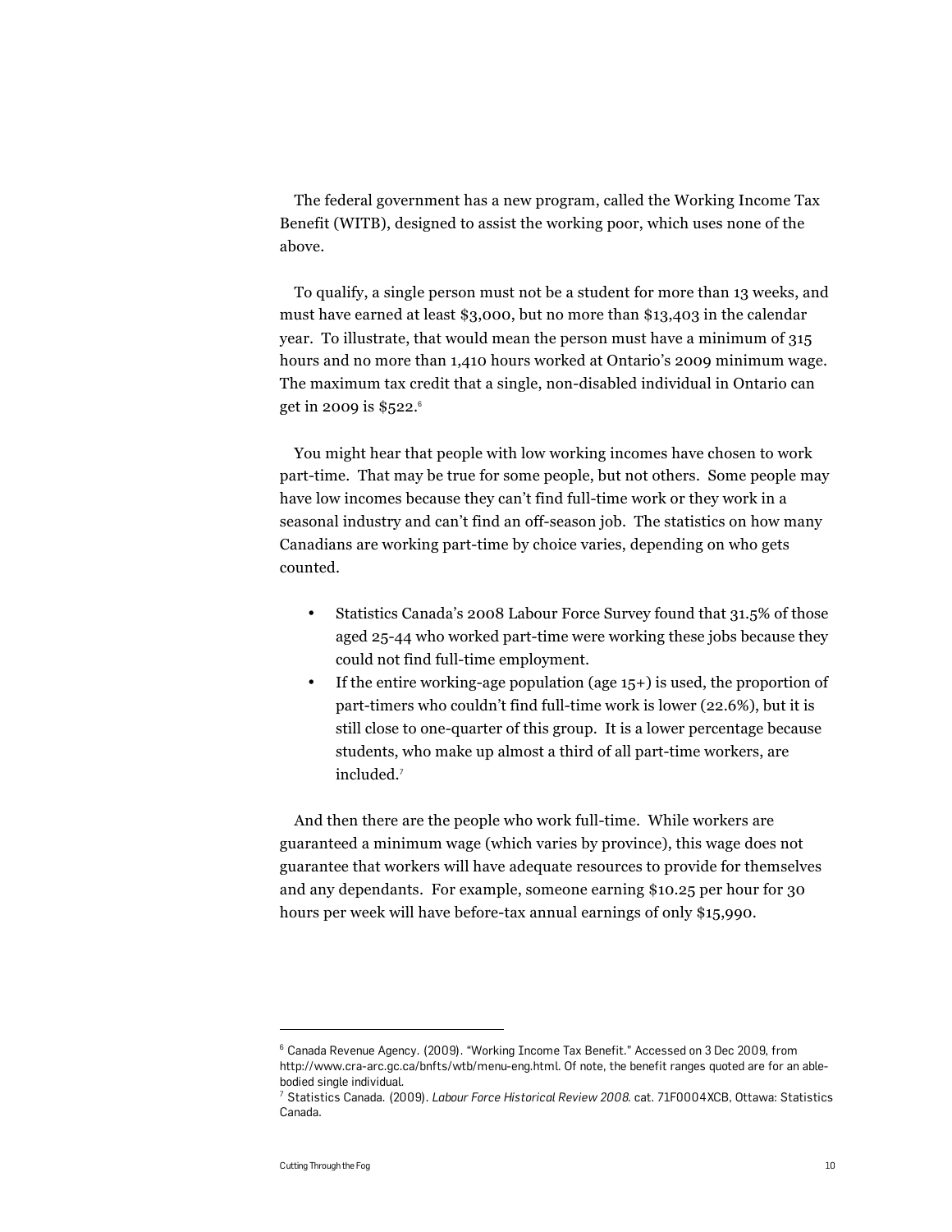The federal government has a new program, called the Working Income Tax Benefit (WITB), designed to assist the working poor, which uses none of the above.

To qualify, a single person must not be a student for more than 13 weeks, and must have earned at least $3,000, but no more than $13,403 in the calendar year. To illustrate, that would mean the person must have a minimum of 315 hours and no more than 1,410 hours worked at Ontario's 2009 minimum wage. The maximum tax credit that a single, non-disabled individual in Ontario can get in 2009 is $522.[6]

You might hear that people with low working incomes have chosen to work part-time. That may be true for some people, but not others. Some people may have low incomes because they can't find full-time work or they work in a seasonal industry and can't find an off-season job. The statistics on how many Canadians are working part-time by choice varies, depending on who gets counted.

- Statistics Canada's 2008 Labour Force Survey found that 31.5% of those aged 25-44 who worked part-time were working these jobs because they could not find full-time employment.
- If the entire working-age population (age 15+) is used, the proportion of part-timers who couldn't find full-time work is lower (22.6%), but it is still close to one-quarter of this group. It is a lower percentage because students, who make up almost a third of all part-time workers, are included.[7]

And then there are the people who work full-time. While workers are guaranteed a minimum wage (which varies by province), this wage does not guarantee that workers will have adequate resources to provide for themselves and any dependants. For example, someone earning $10.25 per hour for 30 hours per week will have before-tax annual earnings of only $15,990.

---

[6] Canada Revenue Agency. (2009). "Working Income Tax Benefit." Accessed on 3 Dec 2009, from http://www.cra-arc.gc.ca/bnfts/wtb/menu-eng.html. Of note, the benefit ranges quoted are for an able-bodied single individual.

[7] Statistics Canada. (2009). *Labour Force Historical Review 2008*. cat. 71F0004XCB, Ottawa: Statistics Canada.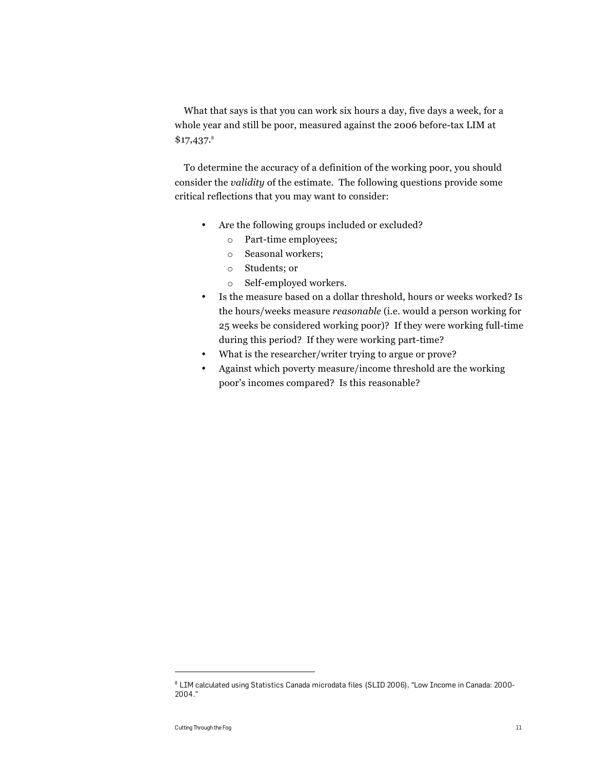What that says is that you can work six hours a day, five days a week, for a whole year and still be poor, measured against the 2006 before-tax LIM at $17,437.[8]

To determine the accuracy of a definition of the working poor, you should consider the *validity* of the estimate. The following questions provide some critical reflections that you may want to consider:

- Are the following groups included or excluded?
    - Part-time employees;
    - Seasonal workers;
    - Students; or
    - Self-employed workers.
- Is the measure based on a dollar threshold, hours or weeks worked? Is the hours/weeks measure *reasonable* (i.e. would a person working for 25 weeks be considered working poor)? If they were working full-time during this period? If they were working part-time?
- What is the researcher/writer trying to argue or prove?
- Against which poverty measure/income threshold are the working poor's incomes compared? Is this reasonable?

---

[8] LIM calculated using Statistics Canada microdata files (SLID 2006), "Low Income in Canada: 2000-2004."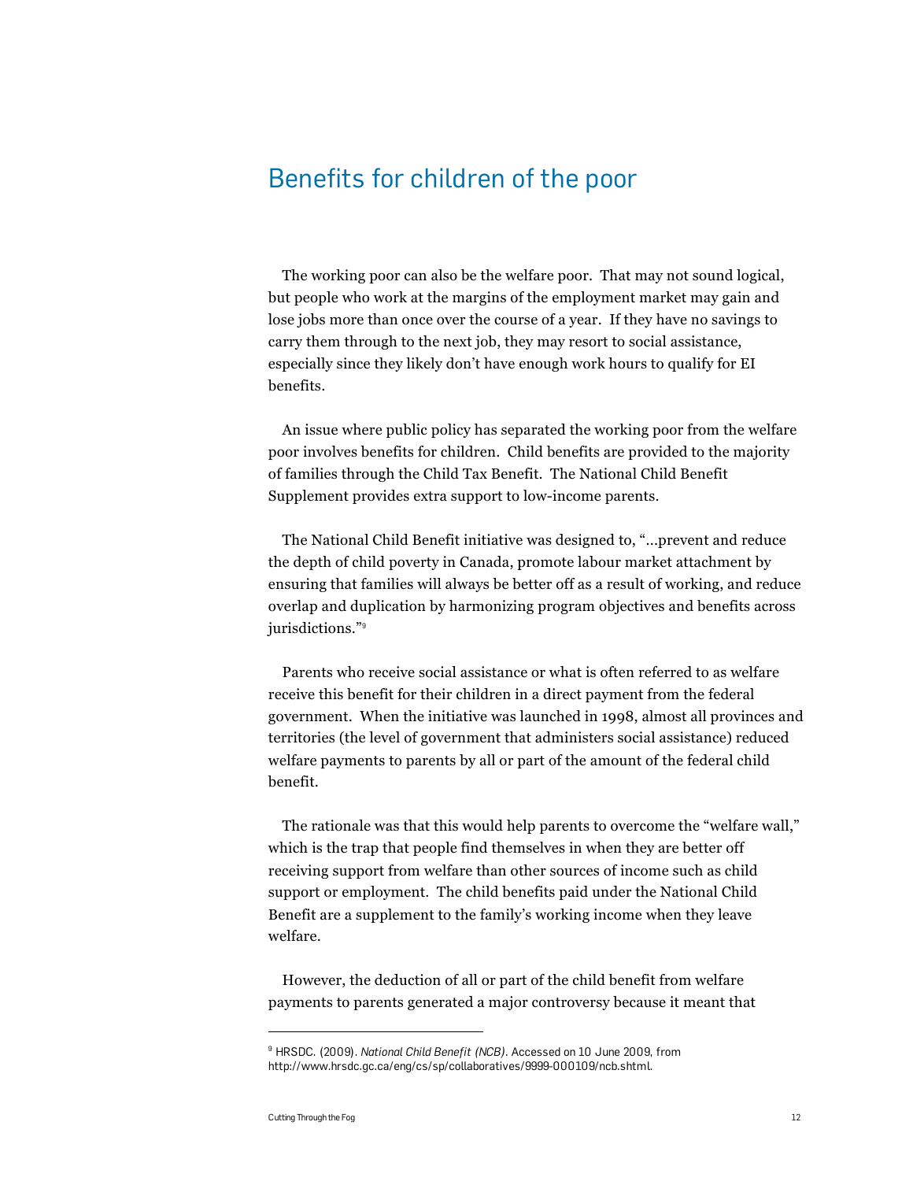## Benefits for children of the poor

The working poor can also be the welfare poor. That may not sound logical, but people who work at the margins of the employment market may gain and lose jobs more than once over the course of a year. If they have no savings to carry them through to the next job, they may resort to social assistance, especially since they likely don't have enough work hours to qualify for EI benefits.

An issue where public policy has separated the working poor from the welfare poor involves benefits for children. Child benefits are provided to the majority of families through the Child Tax Benefit. The National Child Benefit Supplement provides extra support to low-income parents.

The National Child Benefit initiative was designed to, "...prevent and reduce the depth of child poverty in Canada, promote labour market attachment by ensuring that families will always be better off as a result of working, and reduce overlap and duplication by harmonizing program objectives and benefits across jurisdictions."[9]

Parents who receive social assistance or what is often referred to as welfare receive this benefit for their children in a direct payment from the federal government. When the initiative was launched in 1998, almost all provinces and territories (the level of government that administers social assistance) reduced welfare payments to parents by all or part of the amount of the federal child benefit.

The rationale was that this would help parents to overcome the "welfare wall," which is the trap that people find themselves in when they are better off receiving support from welfare than other sources of income such as child support or employment. The child benefits paid under the National Child Benefit are a supplement to the family's working income when they leave welfare.

However, the deduction of all or part of the child benefit from welfare payments to parents generated a major controversy because it meant that

---

[9] HRSDC. (2009). *National Child Benefit (NCB)*. Accessed on 10 June 2009, from http://www.hrsdc.gc.ca/eng/cs/sp/collaboratives/9999-000109/ncb.shtml.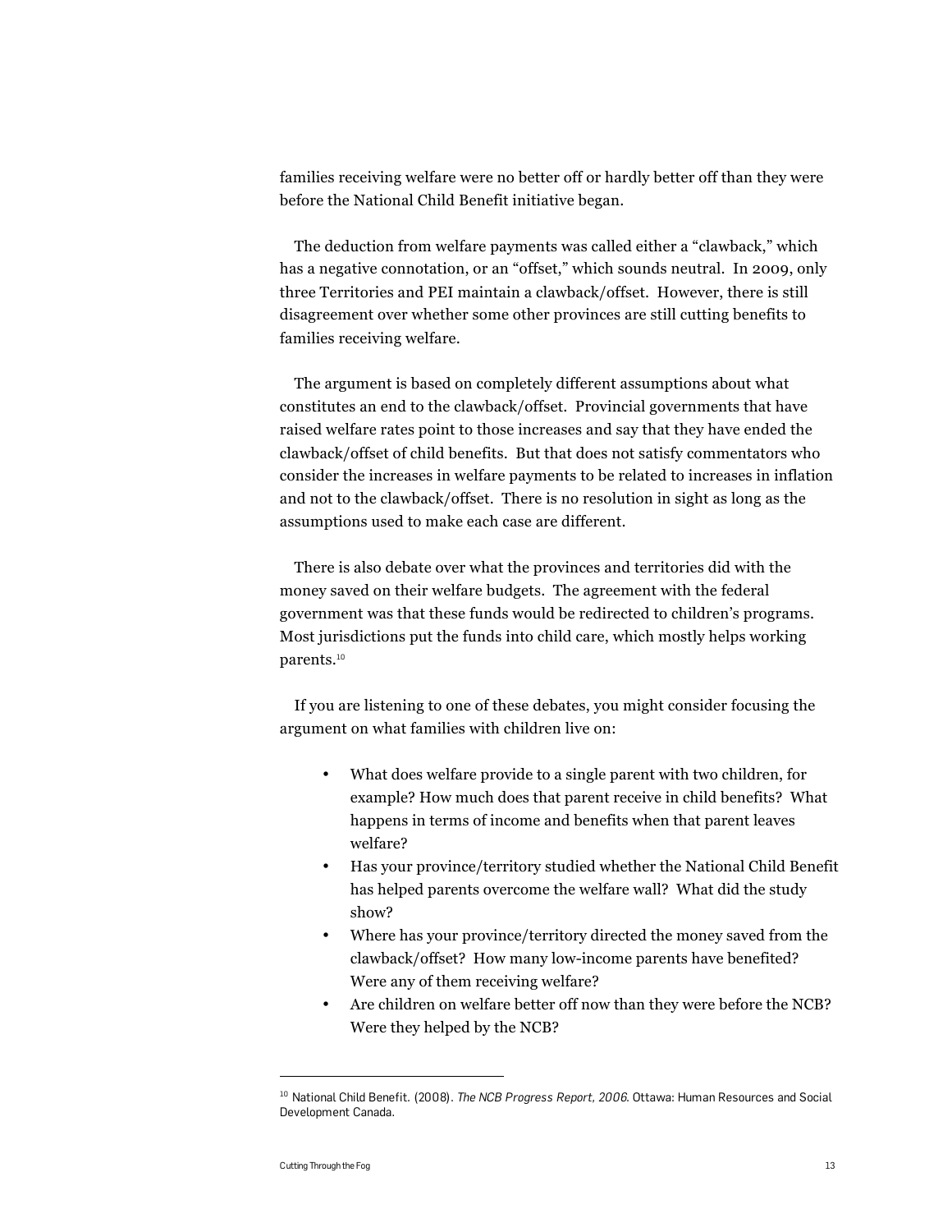families receiving welfare were no better off or hardly better off than they were before the National Child Benefit initiative began.

The deduction from welfare payments was called either a "clawback," which has a negative connotation, or an "offset," which sounds neutral. In 2009, only three Territories and PEI maintain a clawback/offset. However, there is still disagreement over whether some other provinces are still cutting benefits to families receiving welfare.

The argument is based on completely different assumptions about what constitutes an end to the clawback/offset. Provincial governments that have raised welfare rates point to those increases and say that they have ended the clawback/offset of child benefits. But that does not satisfy commentators who consider the increases in welfare payments to be related to increases in inflation and not to the clawback/offset. There is no resolution in sight as long as the assumptions used to make each case are different.

There is also debate over what the provinces and territories did with the money saved on their welfare budgets. The agreement with the federal government was that these funds would be redirected to children's programs. Most jurisdictions put the funds into child care, which mostly helps working parents.[10]

If you are listening to one of these debates, you might consider focusing the argument on what families with children live on:

- What does welfare provide to a single parent with two children, for example? How much does that parent receive in child benefits? What happens in terms of income and benefits when that parent leaves welfare?
- Has your province/territory studied whether the National Child Benefit has helped parents overcome the welfare wall? What did the study show?
- Where has your province/territory directed the money saved from the clawback/offset? How many low-income parents have benefited? Were any of them receiving welfare?
- Are children on welfare better off now than they were before the NCB? Were they helped by the NCB?

---

[10] National Child Benefit. (2008). *The NCB Progress Report, 2006.* Ottawa: Human Resources and Social Development Canada.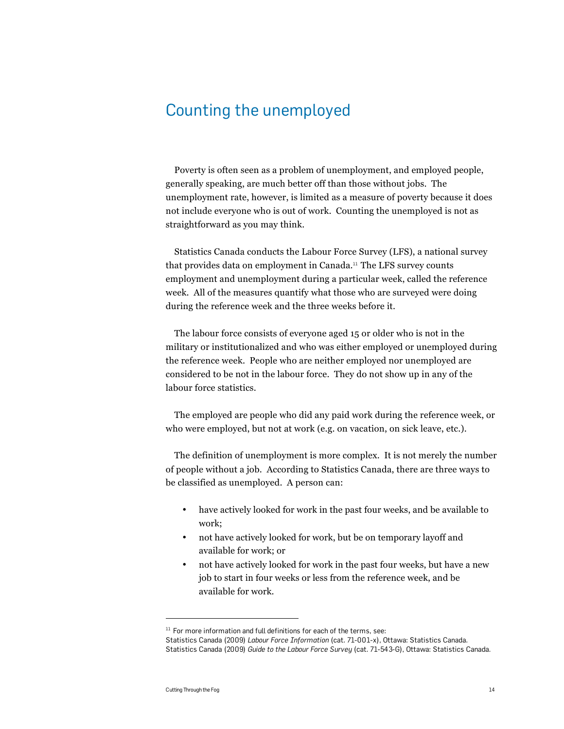## Counting the unemployed

Poverty is often seen as a problem of unemployment, and employed people, generally speaking, are much better off than those without jobs. The unemployment rate, however, is limited as a measure of poverty because it does not include everyone who is out of work. Counting the unemployed is not as straightforward as you may think.

Statistics Canada conducts the Labour Force Survey (LFS), a national survey that provides data on employment in Canada.[11] The LFS survey counts employment and unemployment during a particular week, called the reference week. All of the measures quantify what those who are surveyed were doing during the reference week and the three weeks before it.

The labour force consists of everyone aged 15 or older who is not in the military or institutionalized and who was either employed or unemployed during the reference week. People who are neither employed nor unemployed are considered to be not in the labour force. They do not show up in any of the labour force statistics.

The employed are people who did any paid work during the reference week, or who were employed, but not at work (e.g. on vacation, on sick leave, etc.).

The definition of unemployment is more complex. It is not merely the number of people without a job. According to Statistics Canada, there are three ways to be classified as unemployed. A person can:

- have actively looked for work in the past four weeks, and be available to work;
- not have actively looked for work, but be on temporary layoff and available for work; or
- not have actively looked for work in the past four weeks, but have a new job to start in four weeks or less from the reference week, and be available for work.

---

[11] For more information and full definitions for each of the terms, see:
Statistics Canada (2009) *Labour Force Information* (cat. 71-001-x), Ottawa: Statistics Canada.
Statistics Canada (2009) *Guide to the Labour Force Survey* (cat. 71-543-G), Ottawa: Statistics Canada.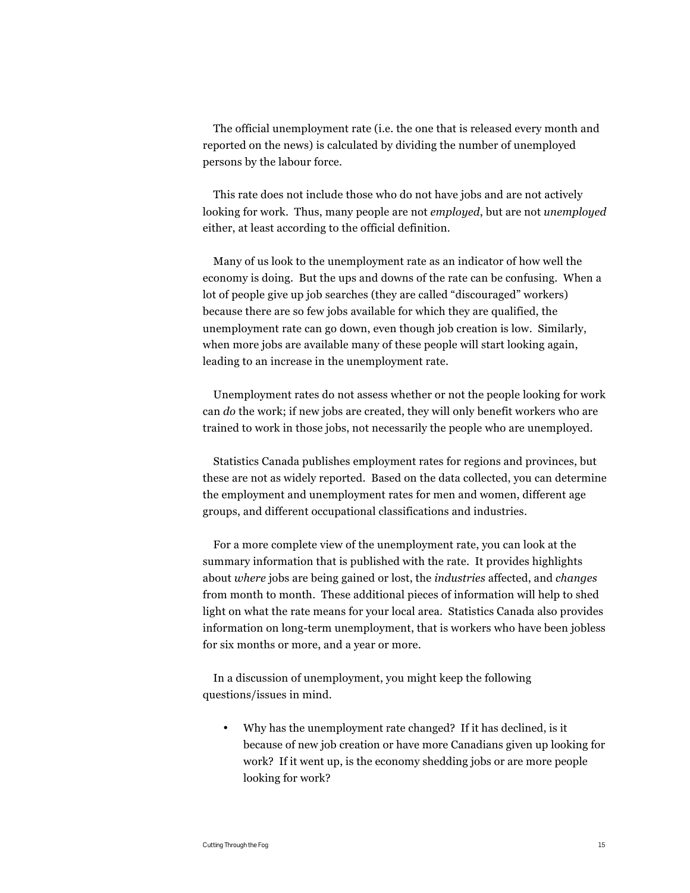The official unemployment rate (i.e. the one that is released every month and reported on the news) is calculated by dividing the number of unemployed persons by the labour force.

This rate does not include those who do not have jobs and are not actively looking for work. Thus, many people are not *employed*, but are not *unemployed* either, at least according to the official definition.

Many of us look to the unemployment rate as an indicator of how well the economy is doing. But the ups and downs of the rate can be confusing. When a lot of people give up job searches (they are called "discouraged" workers) because there are so few jobs available for which they are qualified, the unemployment rate can go down, even though job creation is low. Similarly, when more jobs are available many of these people will start looking again, leading to an increase in the unemployment rate.

Unemployment rates do not assess whether or not the people looking for work can *do* the work; if new jobs are created, they will only benefit workers who are trained to work in those jobs, not necessarily the people who are unemployed.

Statistics Canada publishes employment rates for regions and provinces, but these are not as widely reported. Based on the data collected, you can determine the employment and unemployment rates for men and women, different age groups, and different occupational classifications and industries.

For a more complete view of the unemployment rate, you can look at the summary information that is published with the rate. It provides highlights about *where* jobs are being gained or lost, the *industries* affected, and *changes* from month to month. These additional pieces of information will help to shed light on what the rate means for your local area. Statistics Canada also provides information on long-term unemployment, that is workers who have been jobless for six months or more, and a year or more.

In a discussion of unemployment, you might keep the following questions/issues in mind.

- Why has the unemployment rate changed? If it has declined, is it because of new job creation or have more Canadians given up looking for work? If it went up, is the economy shedding jobs or are more people looking for work?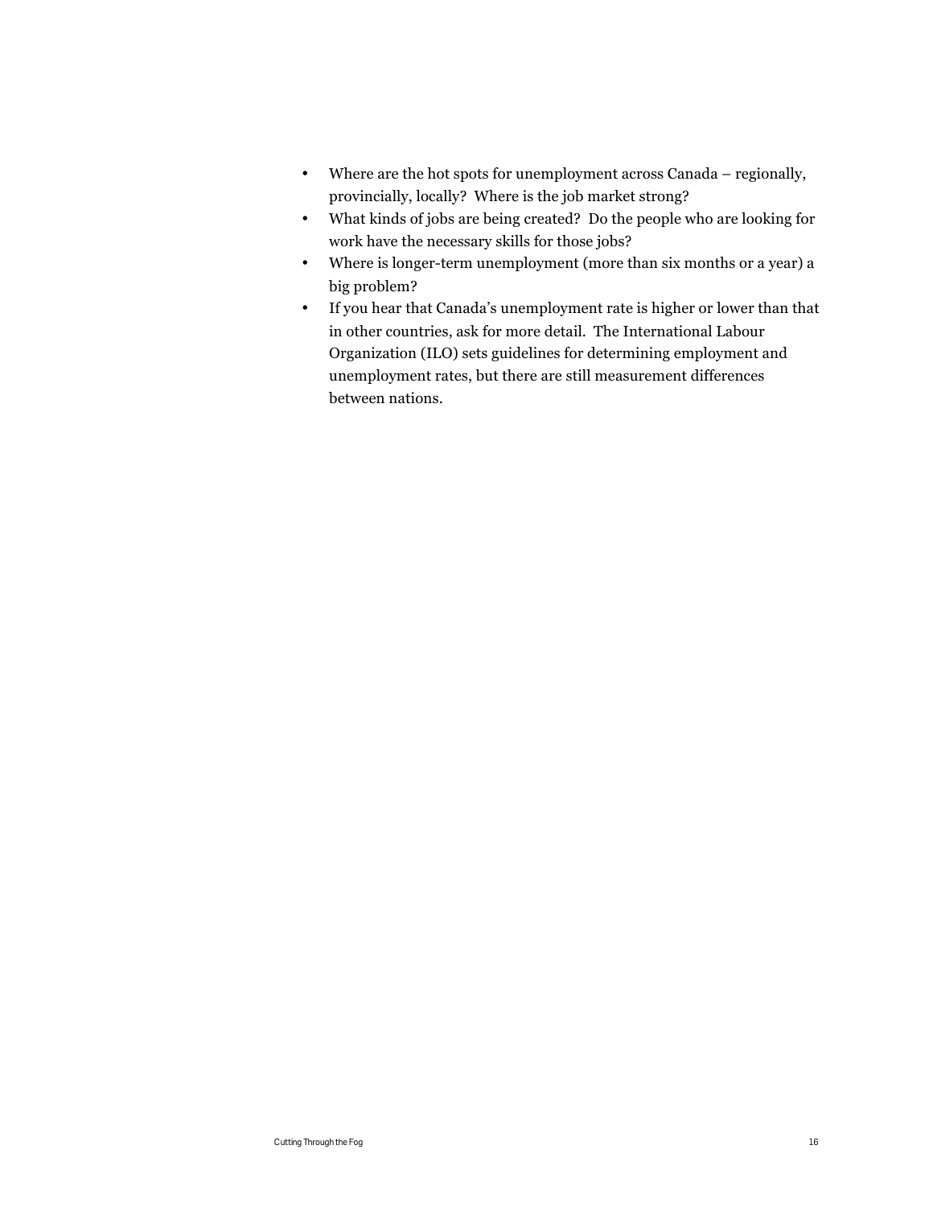- Where are the hot spots for unemployment across Canada – regionally, provincially, locally? Where is the job market strong?
- What kinds of jobs are being created? Do the people who are looking for work have the necessary skills for those jobs?
- Where is longer-term unemployment (more than six months or a year) a big problem?
- If you hear that Canada's unemployment rate is higher or lower than that in other countries, ask for more detail. The International Labour Organization (ILO) sets guidelines for determining employment and unemployment rates, but there are still measurement differences between nations.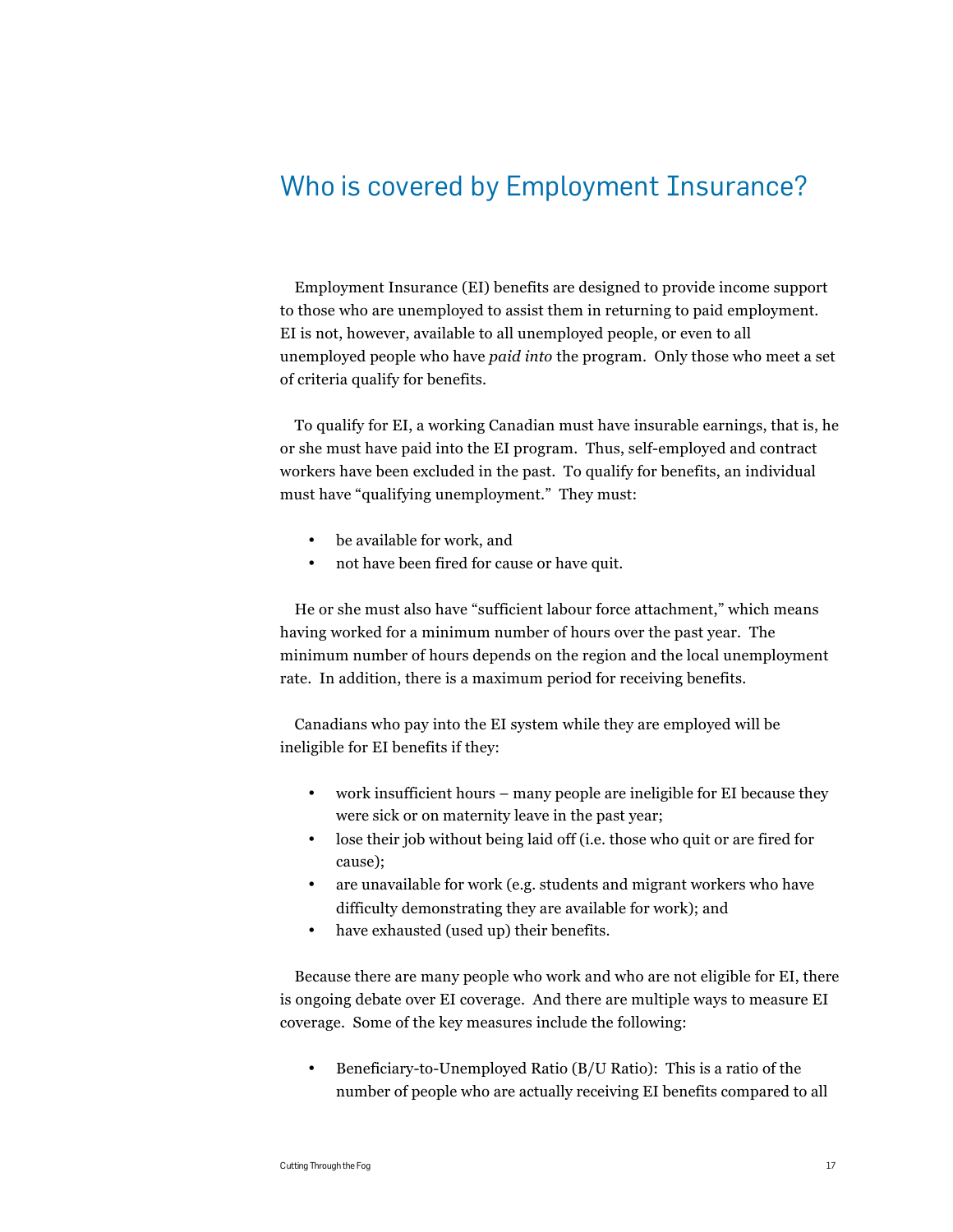# Who is covered by Employment Insurance?

Employment Insurance (EI) benefits are designed to provide income support to those who are unemployed to assist them in returning to paid employment. EI is not, however, available to all unemployed people, or even to all unemployed people who have *paid into* the program. Only those who meet a set of criteria qualify for benefits.

To qualify for EI, a working Canadian must have insurable earnings, that is, he or she must have paid into the EI program. Thus, self-employed and contract workers have been excluded in the past. To qualify for benefits, an individual must have "qualifying unemployment." They must:

- be available for work, and
- not have been fired for cause or have quit.

He or she must also have "sufficient labour force attachment," which means having worked for a minimum number of hours over the past year. The minimum number of hours depends on the region and the local unemployment rate. In addition, there is a maximum period for receiving benefits.

Canadians who pay into the EI system while they are employed will be ineligible for EI benefits if they:

- work insufficient hours – many people are ineligible for EI because they were sick or on maternity leave in the past year;
- lose their job without being laid off (i.e. those who quit or are fired for cause);
- are unavailable for work (e.g. students and migrant workers who have difficulty demonstrating they are available for work); and
- have exhausted (used up) their benefits.

Because there are many people who work and who are not eligible for EI, there is ongoing debate over EI coverage. And there are multiple ways to measure EI coverage. Some of the key measures include the following:

- Beneficiary-to-Unemployed Ratio (B/U Ratio): This is a ratio of the number of people who are actually receiving EI benefits compared to all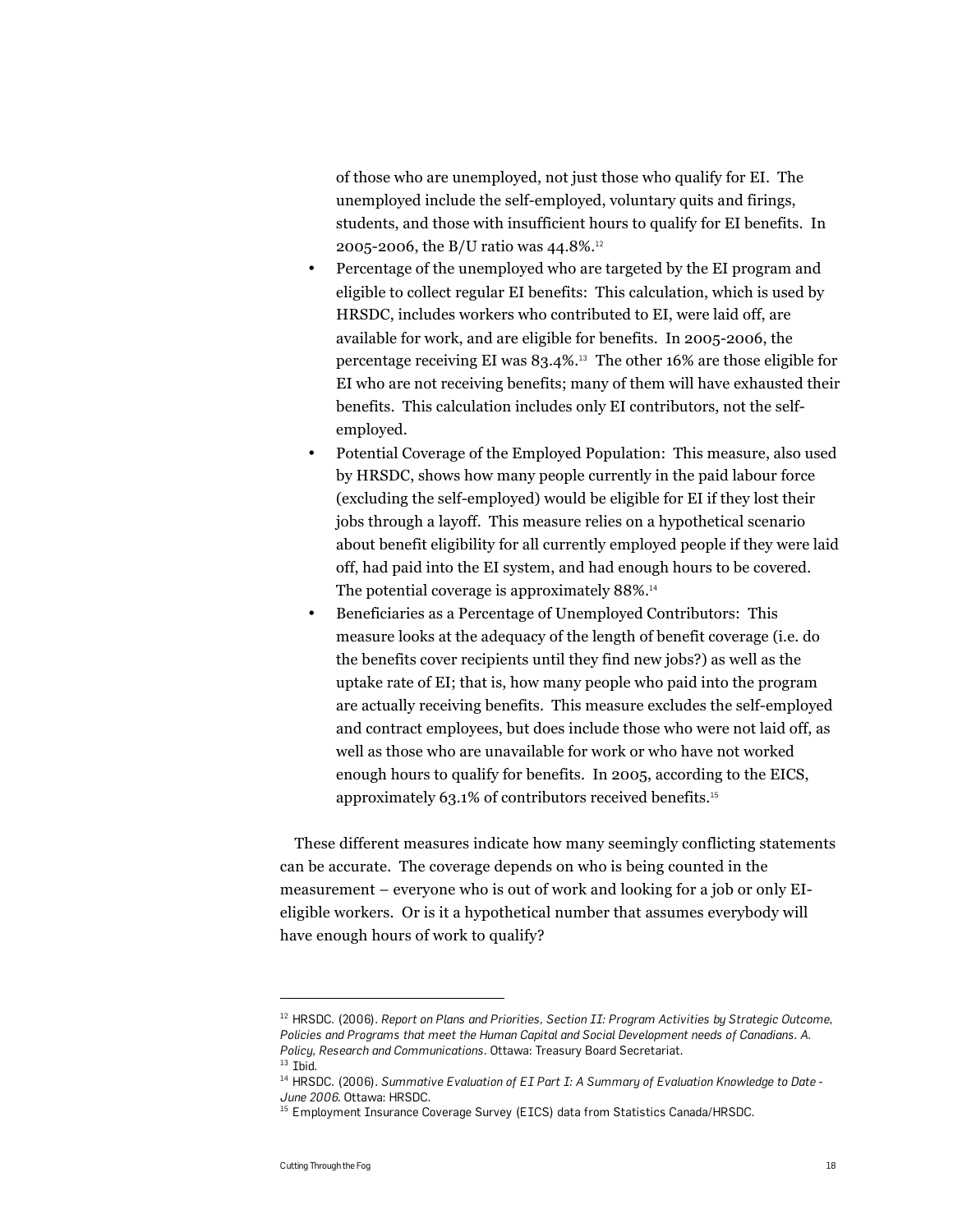of those who are unemployed, not just those who qualify for EI. The unemployed include the self-employed, voluntary quits and firings, students, and those with insufficient hours to qualify for EI benefits. In 2005-2006, the B/U ratio was 44.8%.[12]

- Percentage of the unemployed who are targeted by the EI program and eligible to collect regular EI benefits: This calculation, which is used by HRSDC, includes workers who contributed to EI, were laid off, are available for work, and are eligible for benefits. In 2005-2006, the percentage receiving EI was 83.4%.[13] The other 16% are those eligible for EI who are not receiving benefits; many of them will have exhausted their benefits. This calculation includes only EI contributors, not the self-employed.
- Potential Coverage of the Employed Population: This measure, also used by HRSDC, shows how many people currently in the paid labour force (excluding the self-employed) would be eligible for EI if they lost their jobs through a layoff. This measure relies on a hypothetical scenario about benefit eligibility for all currently employed people if they were laid off, had paid into the EI system, and had enough hours to be covered. The potential coverage is approximately 88%.[14]
- Beneficiaries as a Percentage of Unemployed Contributors: This measure looks at the adequacy of the length of benefit coverage (i.e. do the benefits cover recipients until they find new jobs?) as well as the uptake rate of EI; that is, how many people who paid into the program are actually receiving benefits. This measure excludes the self-employed and contract employees, but does include those who were not laid off, as well as those who are unavailable for work or who have not worked enough hours to qualify for benefits. In 2005, according to the EICS, approximately 63.1% of contributors received benefits.[15]

These different measures indicate how many seemingly conflicting statements can be accurate. The coverage depends on who is being counted in the measurement – everyone who is out of work and looking for a job or only EI-eligible workers. Or is it a hypothetical number that assumes everybody will have enough hours of work to qualify?

---

[12] HRSDC. (2006). *Report on Plans and Priorities, Section II: Program Activities by Strategic Outcome, Policies and Programs that meet the Human Capital and Social Development needs of Canadians. A. Policy, Research and Communications*. Ottawa: Treasury Board Secretariat.

[13] Ibid.

[14] HRSDC. (2006). *Summative Evaluation of EI Part I: A Summary of Evaluation Knowledge to Date - June 2006.* Ottawa: HRSDC.

[15] Employment Insurance Coverage Survey (EICS) data from Statistics Canada/HRSDC.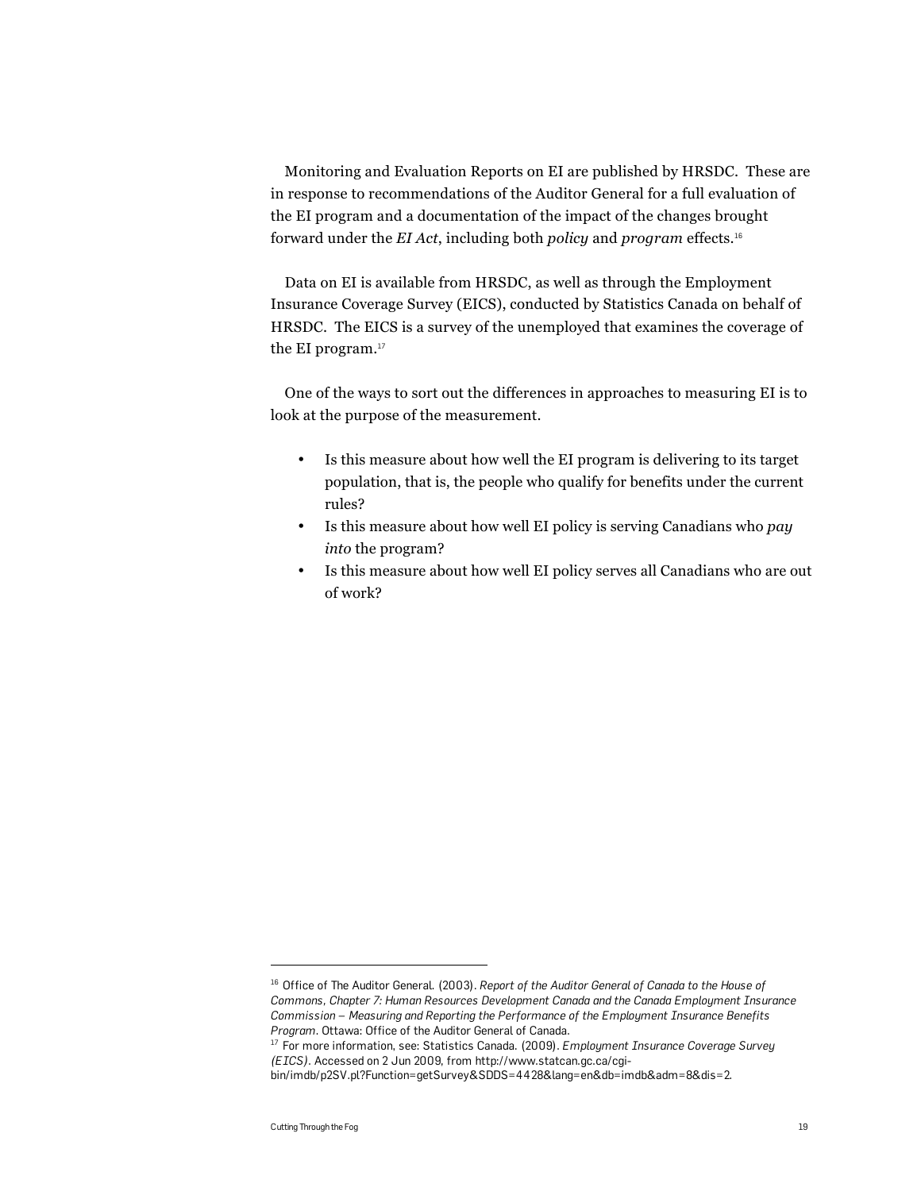Monitoring and Evaluation Reports on EI are published by HRSDC. These are in response to recommendations of the Auditor General for a full evaluation of the EI program and a documentation of the impact of the changes brought forward under the *EI Act*, including both *policy* and *program* effects.[16]

Data on EI is available from HRSDC, as well as through the Employment Insurance Coverage Survey (EICS), conducted by Statistics Canada on behalf of HRSDC. The EICS is a survey of the unemployed that examines the coverage of the EI program.[17]

One of the ways to sort out the differences in approaches to measuring EI is to look at the purpose of the measurement.

- Is this measure about how well the EI program is delivering to its target population, that is, the people who qualify for benefits under the current rules?
- Is this measure about how well EI policy is serving Canadians who *pay into* the program?
- Is this measure about how well EI policy serves all Canadians who are out of work?

---

[16] Office of The Auditor General. (2003). *Report of the Auditor General of Canada to the House of Commons, Chapter 7: Human Resources Development Canada and the Canada Employment Insurance Commission – Measuring and Reporting the Performance of the Employment Insurance Benefits Program*. Ottawa: Office of the Auditor General of Canada.

[17] For more information, see: Statistics Canada. (2009). *Employment Insurance Coverage Survey (EICS)*. Accessed on 2 Jun 2009, from http://www.statcan.gc.ca/cgi-bin/imdb/p2SV.pl?Function=getSurvey&SDDS=4428&lang=en&db=imdb&adm=8&dis=2.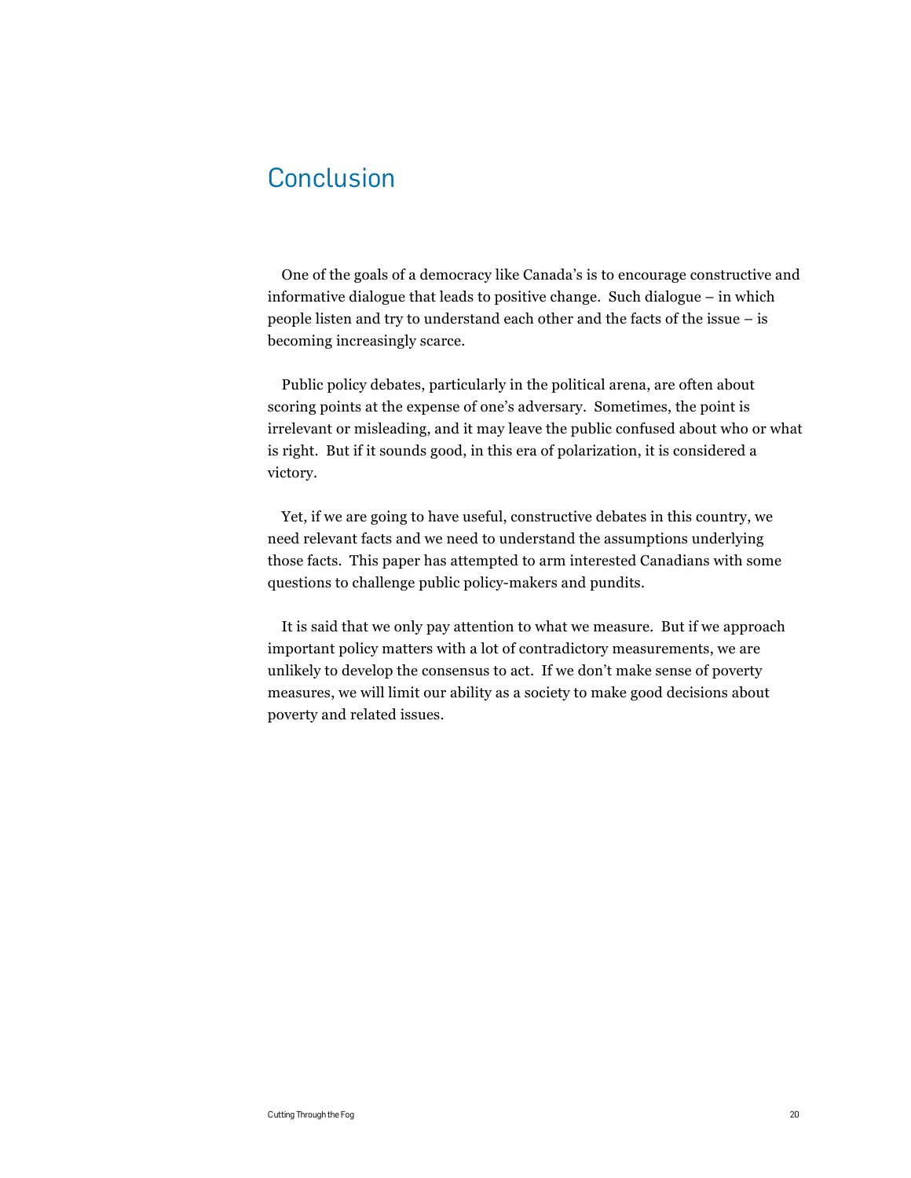## Conclusion

One of the goals of a democracy like Canada's is to encourage constructive and informative dialogue that leads to positive change. Such dialogue – in which people listen and try to understand each other and the facts of the issue – is becoming increasingly scarce.

Public policy debates, particularly in the political arena, are often about scoring points at the expense of one's adversary. Sometimes, the point is irrelevant or misleading, and it may leave the public confused about who or what is right. But if it sounds good, in this era of polarization, it is considered a victory.

Yet, if we are going to have useful, constructive debates in this country, we need relevant facts and we need to understand the assumptions underlying those facts. This paper has attempted to arm interested Canadians with some questions to challenge public policy-makers and pundits.

It is said that we only pay attention to what we measure. But if we approach important policy matters with a lot of contradictory measurements, we are unlikely to develop the consensus to act. If we don't make sense of poverty measures, we will limit our ability as a society to make good decisions about poverty and related issues.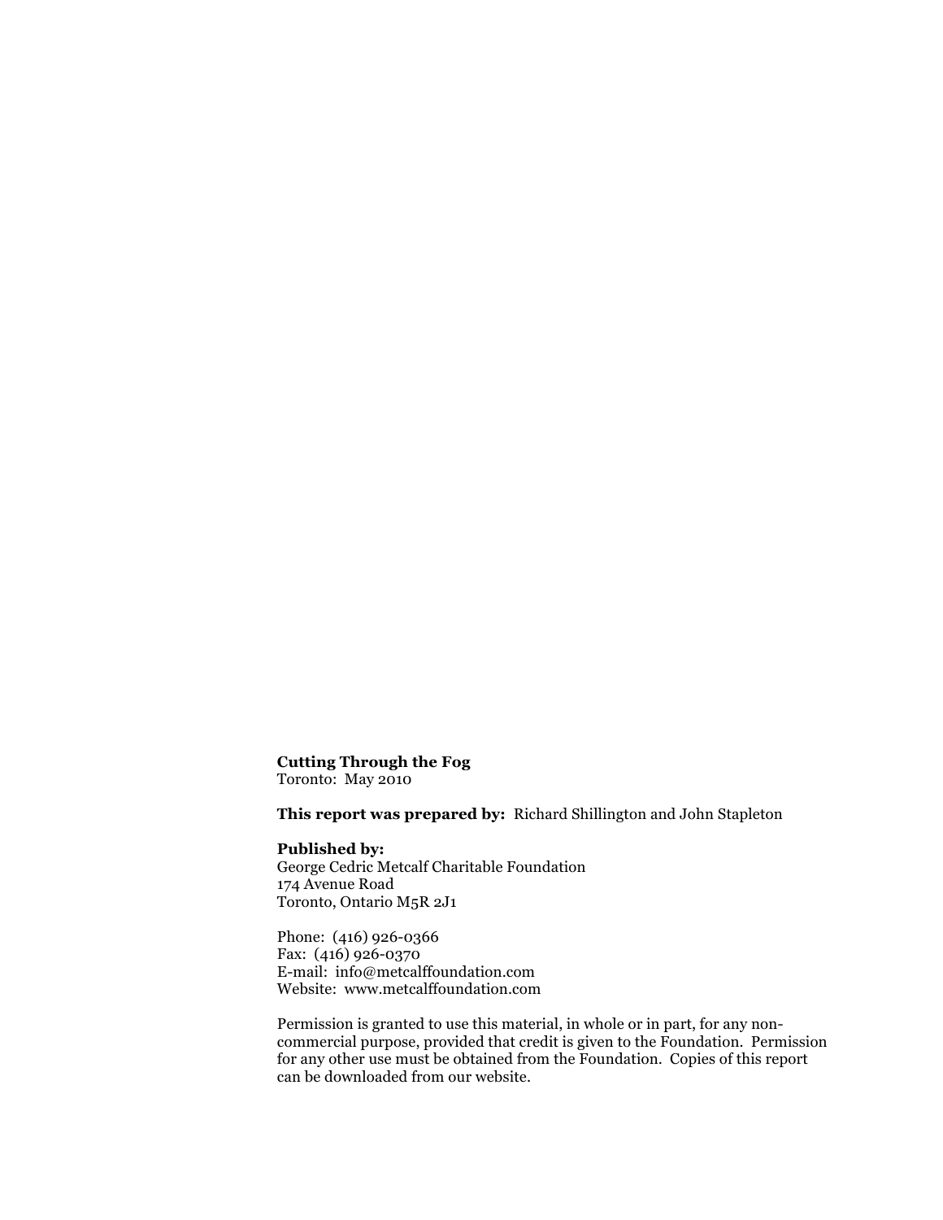**Cutting Through the Fog**
Toronto: May 2010

**This report was prepared by:** Richard Shillington and John Stapleton

**Published by:**
George Cedric Metcalf Charitable Foundation
174 Avenue Road
Toronto, Ontario M5R 2J1

Phone: (416) 926-0366
Fax: (416) 926-0370
E-mail: info@metcalffoundation.com
Website: www.metcalffoundation.com

Permission is granted to use this material, in whole or in part, for any non-commercial purpose, provided that credit is given to the Foundation. Permission for any other use must be obtained from the Foundation. Copies of this report can be downloaded from our website.